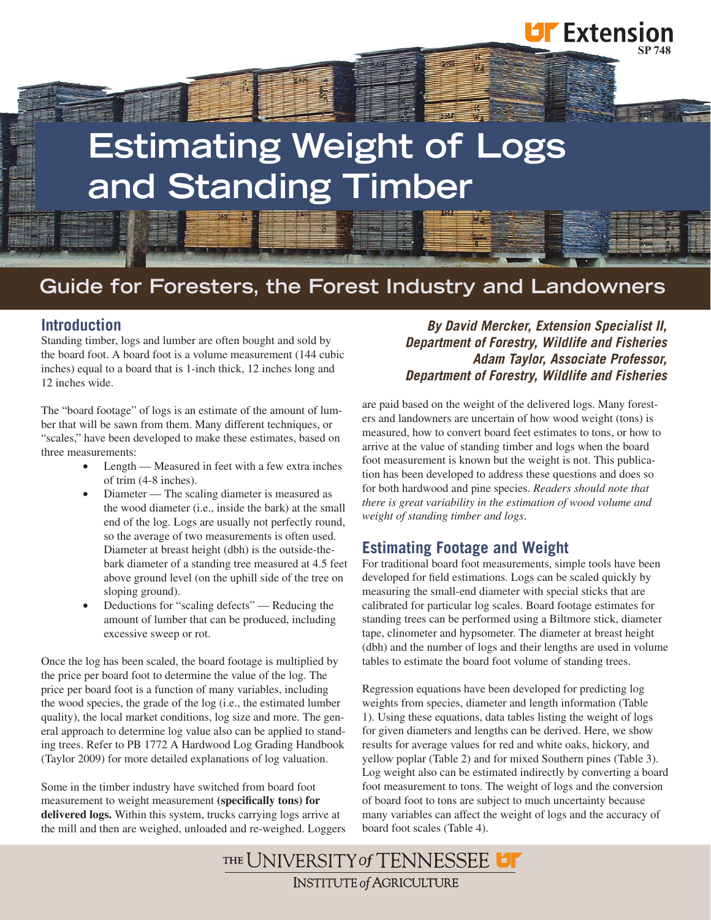# Estimating Weight of Logs and Standing Timber

## Guide for Foresters, the Forest Industry and Landowners

***By David Mercker, Extension Specialist II, Department of Forestry, Wildlife and Fisheries***
***Adam Taylor, Associate Professor, Department of Forestry, Wildlife and Fisheries***

## Introduction

Standing timber, logs and lumber are often bought and sold by the board foot. A board foot is a volume measurement (144 cubic inches) equal to a board that is 1-inch thick, 12 inches long and 12 inches wide.

The "board footage" of logs is an estimate of the amount of lumber that will be sawn from them. Many different techniques, or "scales," have been developed to make these estimates, based on three measurements:

- Length — Measured in feet with a few extra inches of trim (4-8 inches).
- Diameter — The scaling diameter is measured as the wood diameter (i.e., inside the bark) at the small end of the log. Logs are usually not perfectly round, so the average of two measurements is often used. Diameter at breast height (dbh) is the outside-the-bark diameter of a standing tree measured at 4.5 feet above ground level (on the uphill side of the tree on sloping ground).
- Deductions for "scaling defects" — Reducing the amount of lumber that can be produced, including excessive sweep or rot.

Once the log has been scaled, the board footage is multiplied by the price per board foot to determine the value of the log. The price per board foot is a function of many variables, including the wood species, the grade of the log (i.e., the estimated lumber quality), the local market conditions, log size and more. The general approach to determine log value also can be applied to standing trees. Refer to PB 1772 A Hardwood Log Grading Handbook (Taylor 2009) for more detailed explanations of log valuation.

Some in the timber industry have switched from board foot measurement to weight measurement **(specifically tons) for delivered logs.** Within this system, trucks carrying logs arrive at the mill and then are weighed, unloaded and re-weighed. Loggers are paid based on the weight of the delivered logs. Many foresters and landowners are uncertain of how wood weight (tons) is measured, how to convert board feet estimates to tons, or how to arrive at the value of standing timber and logs when the board foot measurement is known but the weight is not. This publication has been developed to address these questions and does so for both hardwood and pine species. *Readers should note that there is great variability in the estimation of wood volume and weight of standing timber and logs*.

## Estimating Footage and Weight

For traditional board foot measurements, simple tools have been developed for field estimations. Logs can be scaled quickly by measuring the small-end diameter with special sticks that are calibrated for particular log scales. Board footage estimates for standing trees can be performed using a Biltmore stick, diameter tape, clinometer and hypsometer. The diameter at breast height (dbh) and the number of logs and their lengths are used in volume tables to estimate the board foot volume of standing trees.

Regression equations have been developed for predicting log weights from species, diameter and length information (Table 1). Using these equations, data tables listing the weight of logs for given diameters and lengths can be derived. Here, we show results for average values for red and white oaks, hickory, and yellow poplar (Table 2) and for mixed Southern pines (Table 3). Log weight also can be estimated indirectly by converting a board foot measurement to tons. The weight of logs and the conversion of board foot to tons are subject to much uncertainty because many variables can affect the weight of logs and the accuracy of board foot scales (Table 4).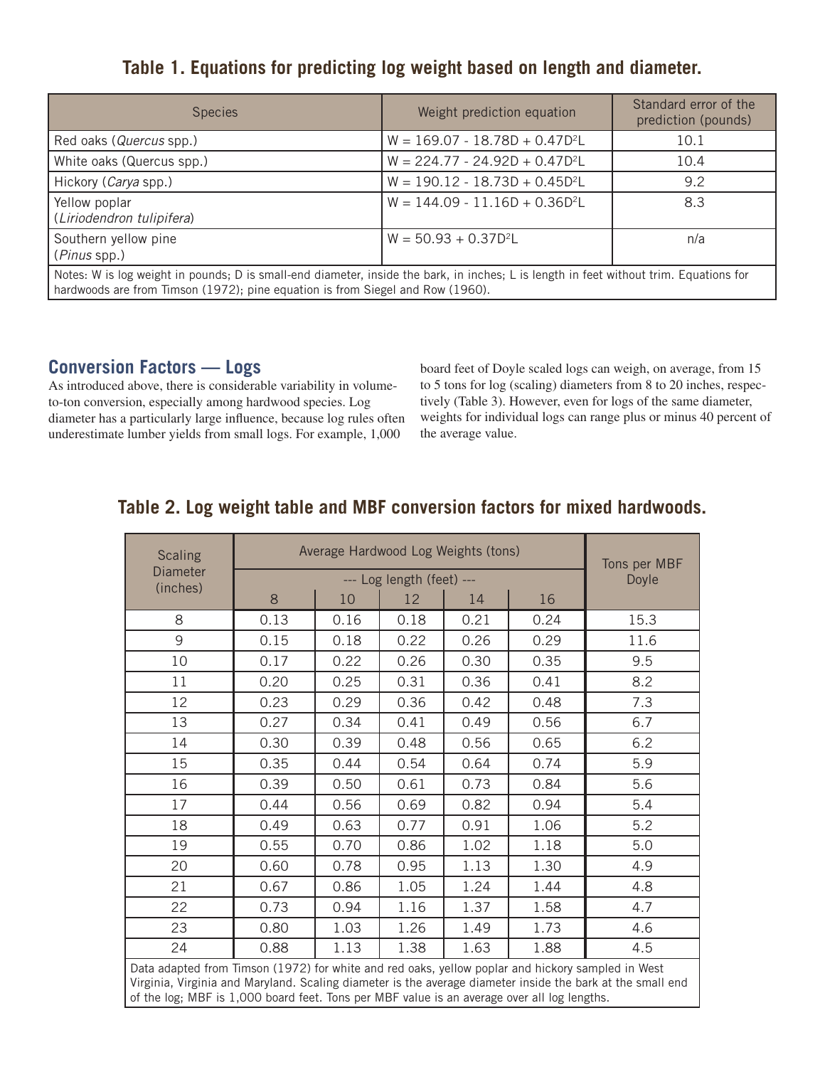### Table 1. Equations for predicting log weight based on length and diameter.

| Species | Weight prediction equation | Standard error of the prediction (pounds) |
|---|---|---|
| Red oaks (*Quercus* spp.) | $W = 169.07 - 18.78D + 0.47D^2L$ | 10.1 |
| White oaks (Quercus spp.) | $W = 224.77 - 24.92D + 0.47D^2L$ | 10.4 |
| Hickory (*Carya* spp.) | $W = 190.12 - 18.73D + 0.45D^2L$ | 9.2 |
| Yellow poplar (*Liriodendron tulipifera*) | $W = 144.09 - 11.16D + 0.36D^2L$ | 8.3 |
| Southern yellow pine (*Pinus* spp.) | $W = 50.93 + 0.37D^2L$ | n/a |

Notes: W is log weight in pounds; D is small-end diameter, inside the bark, in inches; L is length in feet without trim. Equations for hardwoods are from Timson (1972); pine equation is from Siegel and Row (1960).

## Conversion Factors — Logs

As introduced above, there is considerable variability in volume-to-ton conversion, especially among hardwood species. Log diameter has a particularly large influence, because log rules often underestimate lumber yields from small logs. For example, 1,000 board feet of Doyle scaled logs can weigh, on average, from 15 to 5 tons for log (scaling) diameters from 8 to 20 inches, respectively (Table 3). However, even for logs of the same diameter, weights for individual logs can range plus or minus 40 percent of the average value.

### Table 2. Log weight table and MBF conversion factors for mixed hardwoods.

| Scaling Diameter (inches) | Average Hardwood Log Weights (tons) --- Log length (feet) --- | | | | | Tons per MBF Doyle |
|---|---|---|---|---|---|---|
| | 8 | 10 | 12 | 14 | 16 | |
| 8 | 0.13 | 0.16 | 0.18 | 0.21 | 0.24 | 15.3 |
| 9 | 0.15 | 0.18 | 0.22 | 0.26 | 0.29 | 11.6 |
| 10 | 0.17 | 0.22 | 0.26 | 0.30 | 0.35 | 9.5 |
| 11 | 0.20 | 0.25 | 0.31 | 0.36 | 0.41 | 8.2 |
| 12 | 0.23 | 0.29 | 0.36 | 0.42 | 0.48 | 7.3 |
| 13 | 0.27 | 0.34 | 0.41 | 0.49 | 0.56 | 6.7 |
| 14 | 0.30 | 0.39 | 0.48 | 0.56 | 0.65 | 6.2 |
| 15 | 0.35 | 0.44 | 0.54 | 0.64 | 0.74 | 5.9 |
| 16 | 0.39 | 0.50 | 0.61 | 0.73 | 0.84 | 5.6 |
| 17 | 0.44 | 0.56 | 0.69 | 0.82 | 0.94 | 5.4 |
| 18 | 0.49 | 0.63 | 0.77 | 0.91 | 1.06 | 5.2 |
| 19 | 0.55 | 0.70 | 0.86 | 1.02 | 1.18 | 5.0 |
| 20 | 0.60 | 0.78 | 0.95 | 1.13 | 1.30 | 4.9 |
| 21 | 0.67 | 0.86 | 1.05 | 1.24 | 1.44 | 4.8 |
| 22 | 0.73 | 0.94 | 1.16 | 1.37 | 1.58 | 4.7 |
| 23 | 0.80 | 1.03 | 1.26 | 1.49 | 1.73 | 4.6 |
| 24 | 0.88 | 1.13 | 1.38 | 1.63 | 1.88 | 4.5 |

Data adapted from Timson (1972) for white and red oaks, yellow poplar and hickory sampled in West Virginia, Virginia and Maryland. Scaling diameter is the average diameter inside the bark at the small end of the log; MBF is 1,000 board feet. Tons per MBF value is an average over all log lengths.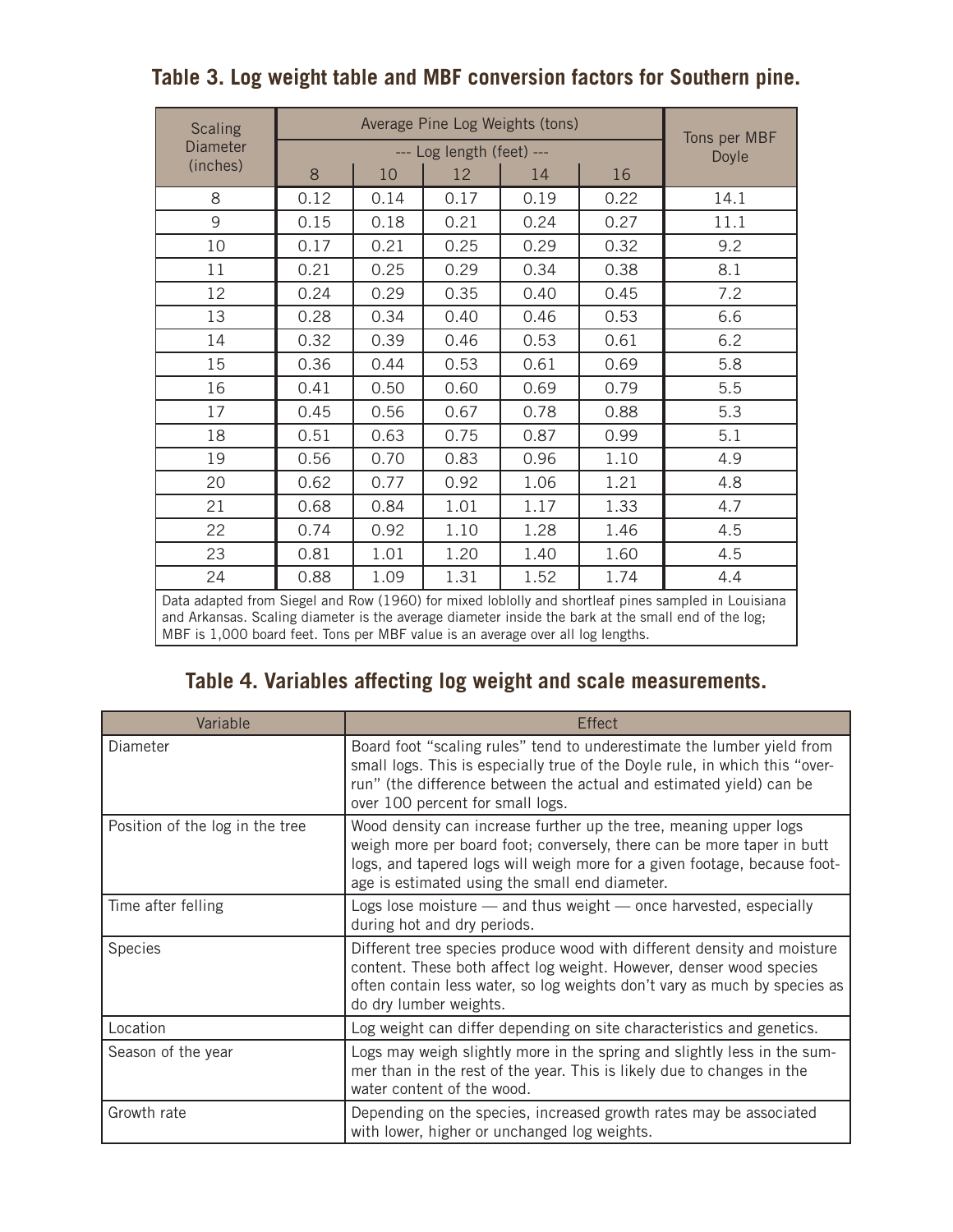## Table 3. Log weight table and MBF conversion factors for Southern pine.

| Scaling Diameter (inches) | Average Pine Log Weights (tons) | | | | | Tons per MBF Doyle |
|---|---|---|---|---|---|---|
| | --- Log length (feet) --- | | | | | |
| | 8 | 10 | 12 | 14 | 16 | |
| 8 | 0.12 | 0.14 | 0.17 | 0.19 | 0.22 | 14.1 |
| 9 | 0.15 | 0.18 | 0.21 | 0.24 | 0.27 | 11.1 |
| 10 | 0.17 | 0.21 | 0.25 | 0.29 | 0.32 | 9.2 |
| 11 | 0.21 | 0.25 | 0.29 | 0.34 | 0.38 | 8.1 |
| 12 | 0.24 | 0.29 | 0.35 | 0.40 | 0.45 | 7.2 |
| 13 | 0.28 | 0.34 | 0.40 | 0.46 | 0.53 | 6.6 |
| 14 | 0.32 | 0.39 | 0.46 | 0.53 | 0.61 | 6.2 |
| 15 | 0.36 | 0.44 | 0.53 | 0.61 | 0.69 | 5.8 |
| 16 | 0.41 | 0.50 | 0.60 | 0.69 | 0.79 | 5.5 |
| 17 | 0.45 | 0.56 | 0.67 | 0.78 | 0.88 | 5.3 |
| 18 | 0.51 | 0.63 | 0.75 | 0.87 | 0.99 | 5.1 |
| 19 | 0.56 | 0.70 | 0.83 | 0.96 | 1.10 | 4.9 |
| 20 | 0.62 | 0.77 | 0.92 | 1.06 | 1.21 | 4.8 |
| 21 | 0.68 | 0.84 | 1.01 | 1.17 | 1.33 | 4.7 |
| 22 | 0.74 | 0.92 | 1.10 | 1.28 | 1.46 | 4.5 |
| 23 | 0.81 | 1.01 | 1.20 | 1.40 | 1.60 | 4.5 |
| 24 | 0.88 | 1.09 | 1.31 | 1.52 | 1.74 | 4.4 |

Data adapted from Siegel and Row (1960) for mixed loblolly and shortleaf pines sampled in Louisiana and Arkansas. Scaling diameter is the average diameter inside the bark at the small end of the log; MBF is 1,000 board feet. Tons per MBF value is an average over all log lengths.

## Table 4. Variables affecting log weight and scale measurements.

| Variable | Effect |
|---|---|
| Diameter | Board foot "scaling rules" tend to underestimate the lumber yield from small logs. This is especially true of the Doyle rule, in which this "overrun" (the difference between the actual and estimated yield) can be over 100 percent for small logs. |
| Position of the log in the tree | Wood density can increase further up the tree, meaning upper logs weigh more per board foot; conversely, there can be more taper in butt logs, and tapered logs will weigh more for a given footage, because footage is estimated using the small end diameter. |
| Time after felling | Logs lose moisture — and thus weight — once harvested, especially during hot and dry periods. |
| Species | Different tree species produce wood with different density and moisture content. These both affect log weight. However, denser wood species often contain less water, so log weights don't vary as much by species as do dry lumber weights. |
| Location | Log weight can differ depending on site characteristics and genetics. |
| Season of the year | Logs may weigh slightly more in the spring and slightly less in the summer than in the rest of the year. This is likely due to changes in the water content of the wood. |
| Growth rate | Depending on the species, increased growth rates may be associated with lower, higher or unchanged log weights. |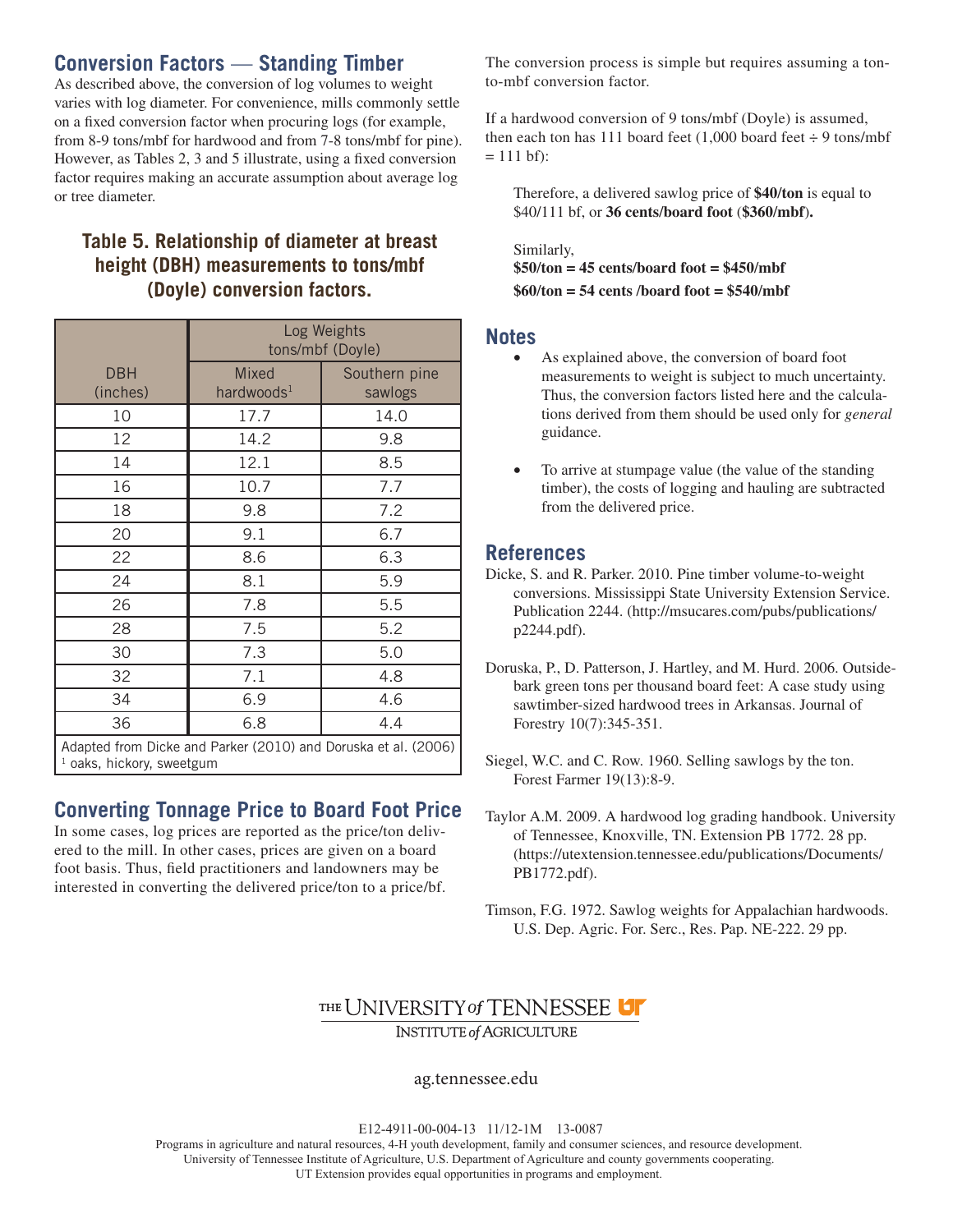## Conversion Factors — Standing Timber

As described above, the conversion of log volumes to weight varies with log diameter. For convenience, mills commonly settle on a fixed conversion factor when procuring logs (for example, from 8-9 tons/mbf for hardwood and from 7-8 tons/mbf for pine). However, as Tables 2, 3 and 5 illustrate, using a fixed conversion factor requires making an accurate assumption about average log or tree diameter.

### Table 5. Relationship of diameter at breast height (DBH) measurements to tons/mbf (Doyle) conversion factors.

| | Log Weights tons/mbf (Doyle) | |
|---|---|---|
| DBH (inches) | Mixed hardwoods[1] | Southern pine sawlogs |
| 10 | 17.7 | 14.0 |
| 12 | 14.2 | 9.8 |
| 14 | 12.1 | 8.5 |
| 16 | 10.7 | 7.7 |
| 18 | 9.8 | 7.2 |
| 20 | 9.1 | 6.7 |
| 22 | 8.6 | 6.3 |
| 24 | 8.1 | 5.9 |
| 26 | 7.8 | 5.5 |
| 28 | 7.5 | 5.2 |
| 30 | 7.3 | 5.0 |
| 32 | 7.1 | 4.8 |
| 34 | 6.9 | 4.6 |
| 36 | 6.8 | 4.4 |

Adapted from Dicke and Parker (2010) and Doruska et al. (2006)
[1] oaks, hickory, sweetgum

## Converting Tonnage Price to Board Foot Price

In some cases, log prices are reported as the price/ton delivered to the mill. In other cases, prices are given on a board foot basis. Thus, field practitioners and landowners may be interested in converting the delivered price/ton to a price/bf.

The conversion process is simple but requires assuming a ton-to-mbf conversion factor.

If a hardwood conversion of 9 tons/mbf (Doyle) is assumed, then each ton has 111 board feet (1,000 board feet ÷ 9 tons/mbf = 111 bf):

> Therefore, a delivered sawlog price of **\$40/ton** is equal to \$40/111 bf, or **36 cents/board foot (\$360/mbf).**
>
> Similarly,
> **\$50/ton = 45 cents/board foot = \$450/mbf**
> **\$60/ton = 54 cents /board foot = \$540/mbf**

## Notes

- As explained above, the conversion of board foot measurements to weight is subject to much uncertainty. Thus, the conversion factors listed here and the calculations derived from them should be used only for *general* guidance.
- To arrive at stumpage value (the value of the standing timber), the costs of logging and hauling are subtracted from the delivered price.

## References

Dicke, S. and R. Parker. 2010. Pine timber volume-to-weight conversions. Mississippi State University Extension Service. Publication 2244. (http://msucares.com/pubs/publications/p2244.pdf).

Doruska, P., D. Patterson, J. Hartley, and M. Hurd. 2006. Outside-bark green tons per thousand board feet: A case study using sawtimber-sized hardwood trees in Arkansas. Journal of Forestry 10(7):345-351.

Siegel, W.C. and C. Row. 1960. Selling sawlogs by the ton. Forest Farmer 19(13):8-9.

Taylor A.M. 2009. A hardwood log grading handbook. University of Tennessee, Knoxville, TN. Extension PB 1772. 28 pp. (https://utextension.tennessee.edu/publications/Documents/PB1772.pdf).

Timson, F.G. 1972. Sawlog weights for Appalachian hardwoods. U.S. Dep. Agric. For. Serc., Res. Pap. NE-222. 29 pp.

THE UNIVERSITY of TENNESSEE
INSTITUTE of AGRICULTURE

ag.tennessee.edu

E12-4911-00-004-13 11/12-1M 13-0087
Programs in agriculture and natural resources, 4-H youth development, family and consumer sciences, and resource development.
University of Tennessee Institute of Agriculture, U.S. Department of Agriculture and county governments cooperating.
UT Extension provides equal opportunities in programs and employment.